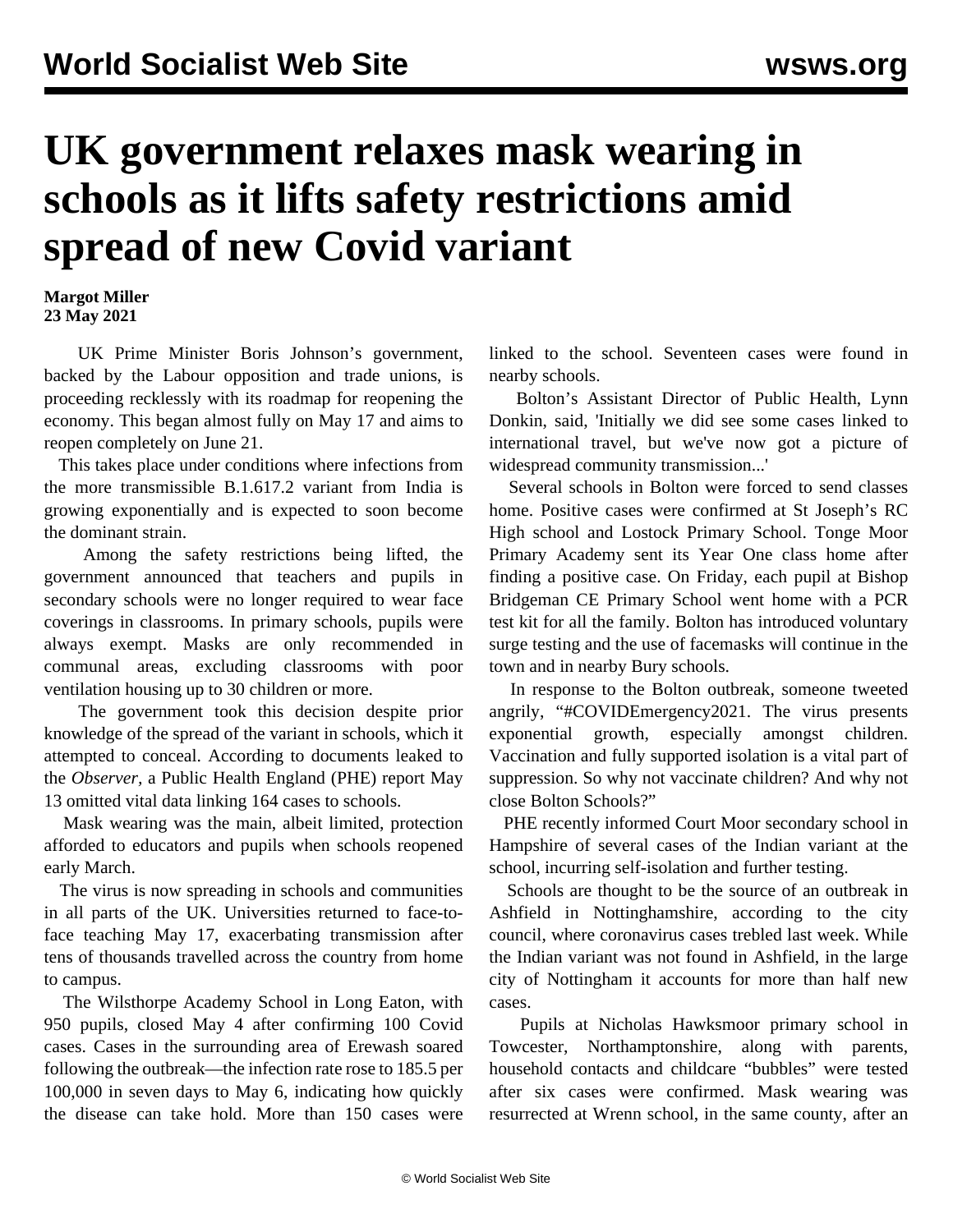# UK government relaxes mask wearing in schools as it lifts safety restrictions amid spread of new Covid variant

**Margot Miller**
**23 May 2021**

UK Prime Minister Boris Johnson's government, backed by the Labour opposition and trade unions, is proceeding recklessly with its roadmap for reopening the economy. This began almost fully on May 17 and aims to reopen completely on June 21.

This takes place under conditions where infections from the more transmissible B.1.617.2 variant from India is growing exponentially and is expected to soon become the dominant strain.

Among the safety restrictions being lifted, the government announced that teachers and pupils in secondary schools were no longer required to wear face coverings in classrooms. In primary schools, pupils were always exempt. Masks are only recommended in communal areas, excluding classrooms with poor ventilation housing up to 30 children or more.

The government took this decision despite prior knowledge of the spread of the variant in schools, which it attempted to conceal. According to documents leaked to the *Observer*, a Public Health England (PHE) report May 13 omitted vital data linking 164 cases to schools.

Mask wearing was the main, albeit limited, protection afforded to educators and pupils when schools reopened early March.

The virus is now spreading in schools and communities in all parts of the UK. Universities returned to face-to-face teaching May 17, exacerbating transmission after tens of thousands travelled across the country from home to campus.

The Wilsthorpe Academy School in Long Eaton, with 950 pupils, closed May 4 after confirming 100 Covid cases. Cases in the surrounding area of Erewash soared following the outbreak—the infection rate rose to 185.5 per 100,000 in seven days to May 6, indicating how quickly the disease can take hold. More than 150 cases were linked to the school. Seventeen cases were found in nearby schools.

Bolton's Assistant Director of Public Health, Lynn Donkin, said, 'Initially we did see some cases linked to international travel, but we've now got a picture of widespread community transmission...'

Several schools in Bolton were forced to send classes home. Positive cases were confirmed at St Joseph's RC High school and Lostock Primary School. Tonge Moor Primary Academy sent its Year One class home after finding a positive case. On Friday, each pupil at Bishop Bridgeman CE Primary School went home with a PCR test kit for all the family. Bolton has introduced voluntary surge testing and the use of facemasks will continue in the town and in nearby Bury schools.

In response to the Bolton outbreak, someone tweeted angrily, "#COVIDEmergency2021. The virus presents exponential growth, especially amongst children. Vaccination and fully supported isolation is a vital part of suppression. So why not vaccinate children? And why not close Bolton Schools?"

PHE recently informed Court Moor secondary school in Hampshire of several cases of the Indian variant at the school, incurring self-isolation and further testing.

Schools are thought to be the source of an outbreak in Ashfield in Nottinghamshire, according to the city council, where coronavirus cases trebled last week. While the Indian variant was not found in Ashfield, in the large city of Nottingham it accounts for more than half new cases.

Pupils at Nicholas Hawksmoor primary school in Towcester, Northamptonshire, along with parents, household contacts and childcare "bubbles" were tested after six cases were confirmed. Mask wearing was resurrected at Wrenn school, in the same county, after an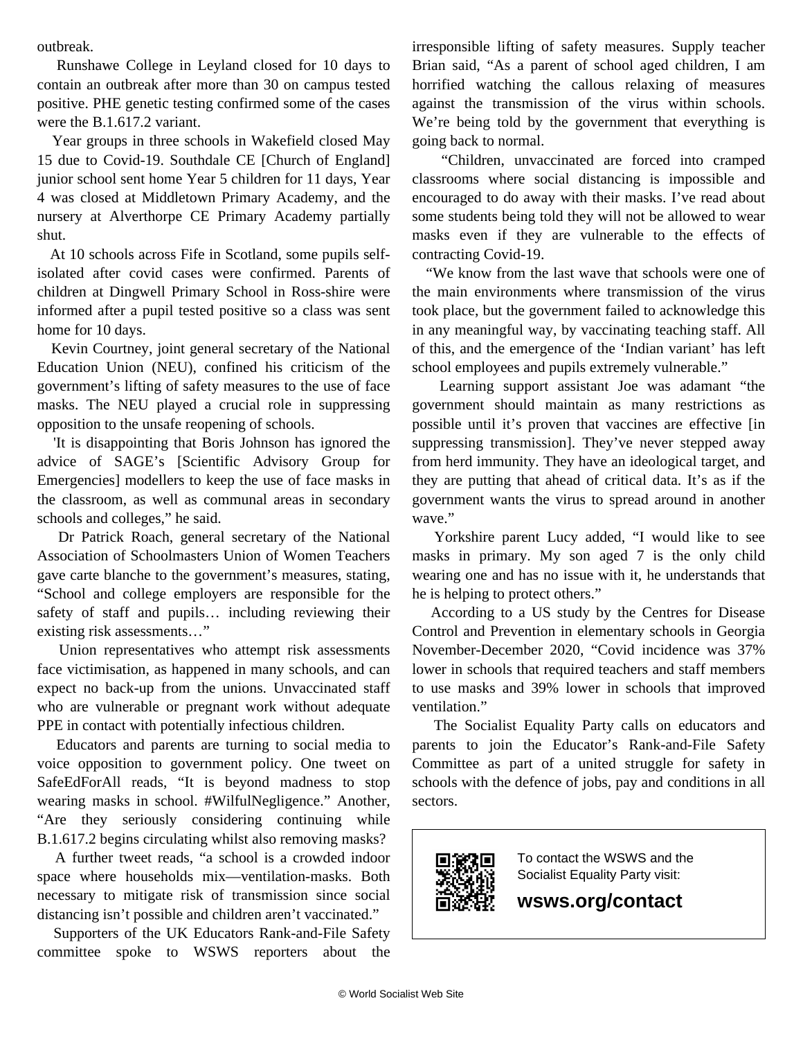outbreak.

Runshawe College in Leyland closed for 10 days to contain an outbreak after more than 30 on campus tested positive. PHE genetic testing confirmed some of the cases were the B.1.617.2 variant.

Year groups in three schools in Wakefield closed May 15 due to Covid-19. Southdale CE [Church of England] junior school sent home Year 5 children for 11 days, Year 4 was closed at Middletown Primary Academy, and the nursery at Alverthorpe CE Primary Academy partially shut.

At 10 schools across Fife in Scotland, some pupils self-isolated after covid cases were confirmed. Parents of children at Dingwell Primary School in Ross-shire were informed after a pupil tested positive so a class was sent home for 10 days.

Kevin Courtney, joint general secretary of the National Education Union (NEU), confined his criticism of the government's lifting of safety measures to the use of face masks. The NEU played a crucial role in suppressing opposition to the unsafe reopening of schools.

'It is disappointing that Boris Johnson has ignored the advice of SAGE's [Scientific Advisory Group for Emergencies] modellers to keep the use of face masks in the classroom, as well as communal areas in secondary schools and colleges," he said.

Dr Patrick Roach, general secretary of the National Association of Schoolmasters Union of Women Teachers gave carte blanche to the government's measures, stating, "School and college employers are responsible for the safety of staff and pupils… including reviewing their existing risk assessments…"

Union representatives who attempt risk assessments face victimisation, as happened in many schools, and can expect no back-up from the unions. Unvaccinated staff who are vulnerable or pregnant work without adequate PPE in contact with potentially infectious children.

Educators and parents are turning to social media to voice opposition to government policy. One tweet on SafeEdForAll reads, "It is beyond madness to stop wearing masks in school. #WilfulNegligence." Another, "Are they seriously considering continuing while B.1.617.2 begins circulating whilst also removing masks?

A further tweet reads, "a school is a crowded indoor space where households mix—ventilation-masks. Both necessary to mitigate risk of transmission since social distancing isn't possible and children aren't vaccinated."

Supporters of the UK Educators Rank-and-File Safety committee spoke to WSWS reporters about the irresponsible lifting of safety measures. Supply teacher Brian said, "As a parent of school aged children, I am horrified watching the callous relaxing of measures against the transmission of the virus within schools. We're being told by the government that everything is going back to normal.

"Children, unvaccinated are forced into cramped classrooms where social distancing is impossible and encouraged to do away with their masks. I've read about some students being told they will not be allowed to wear masks even if they are vulnerable to the effects of contracting Covid-19.

"We know from the last wave that schools were one of the main environments where transmission of the virus took place, but the government failed to acknowledge this in any meaningful way, by vaccinating teaching staff. All of this, and the emergence of the 'Indian variant' has left school employees and pupils extremely vulnerable."

Learning support assistant Joe was adamant "the government should maintain as many restrictions as possible until it's proven that vaccines are effective [in suppressing transmission]. They've never stepped away from herd immunity. They have an ideological target, and they are putting that ahead of critical data. It's as if the government wants the virus to spread around in another wave."

Yorkshire parent Lucy added, "I would like to see masks in primary. My son aged 7 is the only child wearing one and has no issue with it, he understands that he is helping to protect others."

According to a US study by the Centres for Disease Control and Prevention in elementary schools in Georgia November-December 2020, "Covid incidence was 37% lower in schools that required teachers and staff members to use masks and 39% lower in schools that improved ventilation."

The Socialist Equality Party calls on educators and parents to join the Educator's Rank-and-File Safety Committee as part of a united struggle for safety in schools with the defence of jobs, pay and conditions in all sectors.

To contact the WSWS and the Socialist Equality Party visit:

**wsws.org/contact**